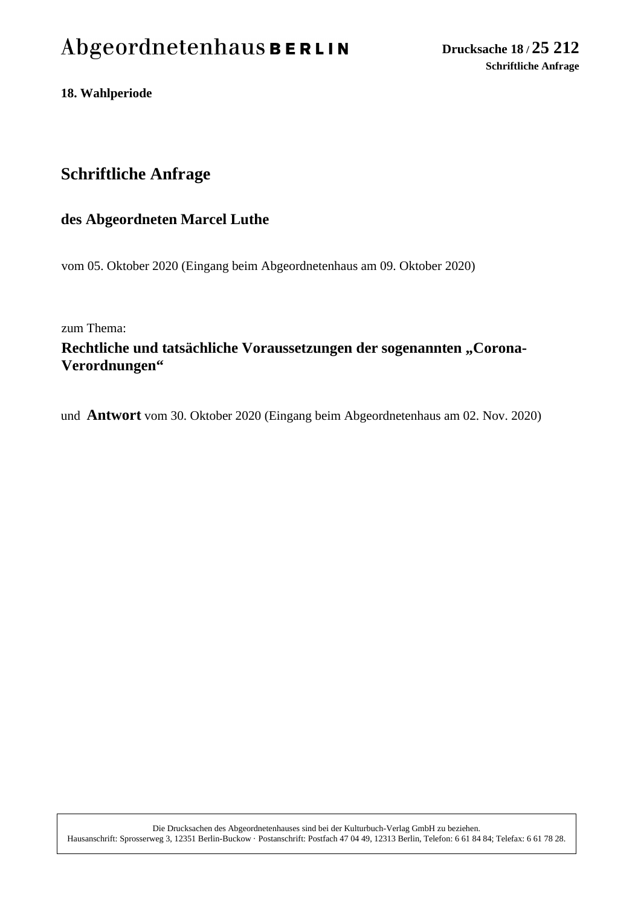Abgeordnetenhaus **BERLIN**

**Drucksache 18 / 25 212**
**Schriftliche Anfrage**

**18. Wahlperiode**

# Schriftliche Anfrage

## des Abgeordneten Marcel Luthe

vom 05. Oktober 2020 (Eingang beim Abgeordnetenhaus am 09. Oktober 2020)

zum Thema:

**Rechtliche und tatsächliche Voraussetzungen der sogenannten „Corona-Verordnungen“**

und **Antwort** vom 30. Oktober 2020 (Eingang beim Abgeordnetenhaus am 02. Nov. 2020)

Die Drucksachen des Abgeordnetenhauses sind bei der Kulturbuch-Verlag GmbH zu beziehen.
Hausanschrift: Sprosserweg 3, 12351 Berlin-Buckow · Postanschrift: Postfach 47 04 49, 12313 Berlin, Telefon: 6 61 84 84; Telefax: 6 61 78 28.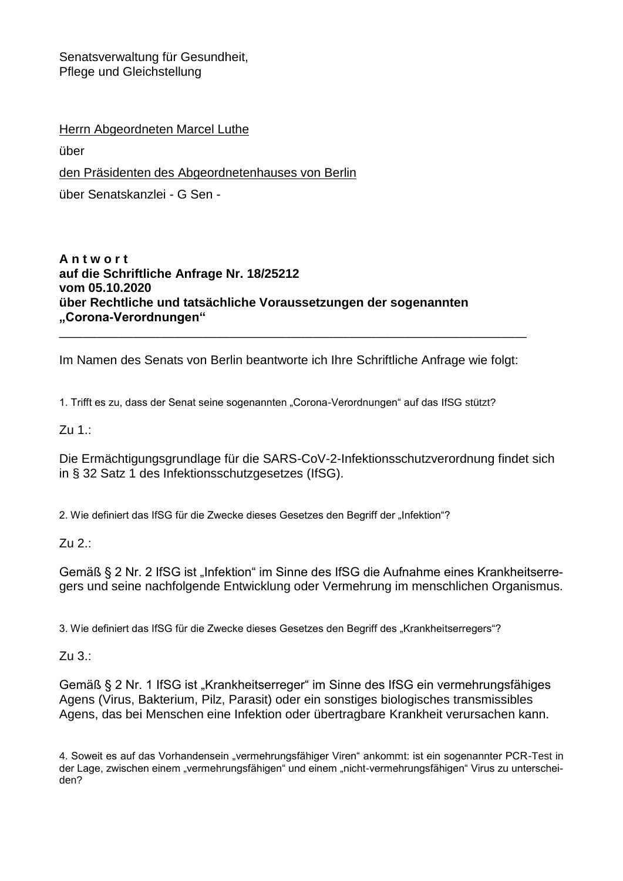Senatsverwaltung für Gesundheit,
Pflege und Gleichstellung

Herrn Abgeordneten Marcel Luthe

über

den Präsidenten des Abgeordnetenhauses von Berlin

über Senatskanzlei - G Sen -

**A n t w o r t**
**auf die Schriftliche Anfrage Nr. 18/25212**
**vom 05.10.2020**
**über Rechtliche und tatsächliche Voraussetzungen der sogenannten „Corona-Verordnungen“**

---

Im Namen des Senats von Berlin beantworte ich Ihre Schriftliche Anfrage wie folgt:

1. Trifft es zu, dass der Senat seine sogenannten „Corona-Verordnungen“ auf das IfSG stützt?

Zu 1.:

Die Ermächtigungsgrundlage für die SARS-CoV-2-Infektionsschutzverordnung findet sich in § 32 Satz 1 des Infektionsschutzgesetzes (IfSG).

2. Wie definiert das IfSG für die Zwecke dieses Gesetzes den Begriff der „Infektion“?

Zu 2.:

Gemäß § 2 Nr. 2 IfSG ist „Infektion“ im Sinne des IfSG die Aufnahme eines Krankheitserregers und seine nachfolgende Entwicklung oder Vermehrung im menschlichen Organismus.

3. Wie definiert das IfSG für die Zwecke dieses Gesetzes den Begriff des „Krankheitserregers“?

Zu 3.:

Gemäß § 2 Nr. 1 IfSG ist „Krankheitserreger“ im Sinne des IfSG ein vermehrungsfähiges Agens (Virus, Bakterium, Pilz, Parasit) oder ein sonstiges biologisches transmissibles Agens, das bei Menschen eine Infektion oder übertragbare Krankheit verursachen kann.

4. Soweit es auf das Vorhandensein „vermehrungsfähiger Viren“ ankommt: ist ein sogenannter PCR-Test in der Lage, zwischen einem „vermehrungsfähigen“ und einem „nicht-vermehrungsfähigen“ Virus zu unterscheiden?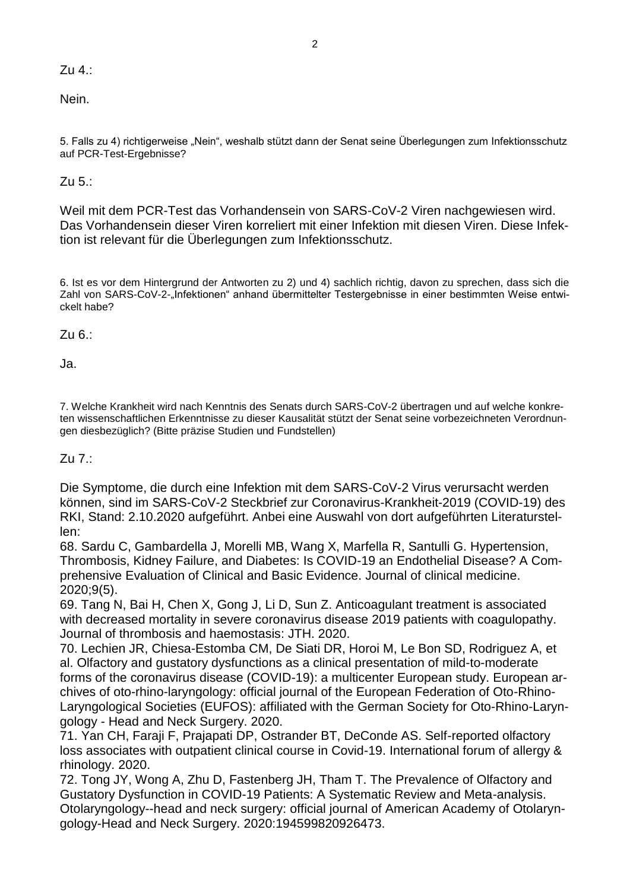Zu 4.:

Nein.

5. Falls zu 4) richtigerweise „Nein“, weshalb stützt dann der Senat seine Überlegungen zum Infektionsschutz auf PCR-Test-Ergebnisse?

Zu 5.:

Weil mit dem PCR-Test das Vorhandensein von SARS-CoV-2 Viren nachgewiesen wird. Das Vorhandensein dieser Viren korreliert mit einer Infektion mit diesen Viren. Diese Infektion ist relevant für die Überlegungen zum Infektionsschutz.

6. Ist es vor dem Hintergrund der Antworten zu 2) und 4) sachlich richtig, davon zu sprechen, dass sich die Zahl von SARS-CoV-2-„Infektionen“ anhand übermittelter Testergebnisse in einer bestimmten Weise entwickelt habe?

Zu 6.:

Ja.

7. Welche Krankheit wird nach Kenntnis des Senats durch SARS-CoV-2 übertragen und auf welche konkreten wissenschaftlichen Erkenntnisse zu dieser Kausalität stützt der Senat seine vorbezeichneten Verordnungen diesbezüglich? (Bitte präzise Studien und Fundstellen)

Zu 7.:

Die Symptome, die durch eine Infektion mit dem SARS-CoV-2 Virus verursacht werden können, sind im SARS-CoV-2 Steckbrief zur Coronavirus-Krankheit-2019 (COVID-19) des RKI, Stand: 2.10.2020 aufgeführt. Anbei eine Auswahl von dort aufgeführten Literaturstellen:

68. Sardu C, Gambardella J, Morelli MB, Wang X, Marfella R, Santulli G. Hypertension, Thrombosis, Kidney Failure, and Diabetes: Is COVID-19 an Endothelial Disease? A Comprehensive Evaluation of Clinical and Basic Evidence. Journal of clinical medicine. 2020;9(5).
69. Tang N, Bai H, Chen X, Gong J, Li D, Sun Z. Anticoagulant treatment is associated with decreased mortality in severe coronavirus disease 2019 patients with coagulopathy. Journal of thrombosis and haemostasis: JTH. 2020.
70. Lechien JR, Chiesa-Estomba CM, De Siati DR, Horoi M, Le Bon SD, Rodriguez A, et al. Olfactory and gustatory dysfunctions as a clinical presentation of mild-to-moderate forms of the coronavirus disease (COVID-19): a multicenter European study. European archives of oto-rhino-laryngology: official journal of the European Federation of Oto-Rhino-Laryngological Societies (EUFOS): affiliated with the German Society for Oto-Rhino-Laryngology - Head and Neck Surgery. 2020.
71. Yan CH, Faraji F, Prajapati DP, Ostrander BT, DeConde AS. Self-reported olfactory loss associates with outpatient clinical course in Covid-19. International forum of allergy & rhinology. 2020.
72. Tong JY, Wong A, Zhu D, Fastenberg JH, Tham T. The Prevalence of Olfactory and Gustatory Dysfunction in COVID-19 Patients: A Systematic Review and Meta-analysis. Otolaryngology--head and neck surgery: official journal of American Academy of Otolaryngology-Head and Neck Surgery. 2020:194599820926473.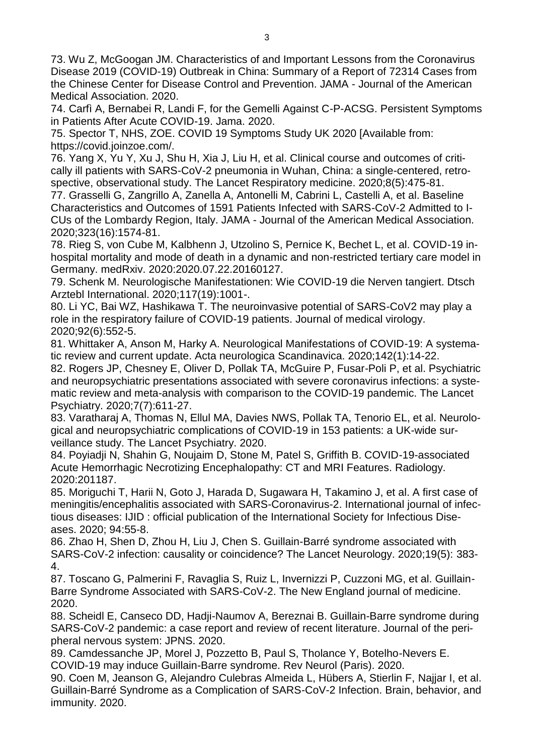73. Wu Z, McGoogan JM. Characteristics of and Important Lessons from the Coronavirus Disease 2019 (COVID-19) Outbreak in China: Summary of a Report of 72314 Cases from the Chinese Center for Disease Control and Prevention. JAMA - Journal of the American Medical Association. 2020.

74. Carfì A, Bernabei R, Landi F, for the Gemelli Against C-P-ACSG. Persistent Symptoms in Patients After Acute COVID-19. Jama. 2020.

75. Spector T, NHS, ZOE. COVID 19 Symptoms Study UK 2020 [Available from: https://covid.joinzoe.com/.

76. Yang X, Yu Y, Xu J, Shu H, Xia J, Liu H, et al. Clinical course and outcomes of critically ill patients with SARS-CoV-2 pneumonia in Wuhan, China: a single-centered, retrospective, observational study. The Lancet Respiratory medicine. 2020;8(5):475-81.

77. Grasselli G, Zangrillo A, Zanella A, Antonelli M, Cabrini L, Castelli A, et al. Baseline Characteristics and Outcomes of 1591 Patients Infected with SARS-CoV-2 Admitted to ICUs of the Lombardy Region, Italy. JAMA - Journal of the American Medical Association. 2020;323(16):1574-81.

78. Rieg S, von Cube M, Kalbhenn J, Utzolino S, Pernice K, Bechet L, et al. COVID-19 in-hospital mortality and mode of death in a dynamic and non-restricted tertiary care model in Germany. medRxiv. 2020:2020.07.22.20160127.

79. Schenk M. Neurologische Manifestationen: Wie COVID-19 die Nerven tangiert. Dtsch Arztebl International. 2020;117(19):1001-.

80. Li YC, Bai WZ, Hashikawa T. The neuroinvasive potential of SARS-CoV2 may play a role in the respiratory failure of COVID-19 patients. Journal of medical virology. 2020;92(6):552-5.

81. Whittaker A, Anson M, Harky A. Neurological Manifestations of COVID-19: A systematic review and current update. Acta neurologica Scandinavica. 2020;142(1):14-22.

82. Rogers JP, Chesney E, Oliver D, Pollak TA, McGuire P, Fusar-Poli P, et al. Psychiatric and neuropsychiatric presentations associated with severe coronavirus infections: a systematic review and meta-analysis with comparison to the COVID-19 pandemic. The Lancet Psychiatry. 2020;7(7):611-27.

83. Varatharaj A, Thomas N, Ellul MA, Davies NWS, Pollak TA, Tenorio EL, et al. Neurological and neuropsychiatric complications of COVID-19 in 153 patients: a UK-wide surveillance study. The Lancet Psychiatry. 2020.

84. Poyiadji N, Shahin G, Noujaim D, Stone M, Patel S, Griffith B. COVID-19-associated Acute Hemorrhagic Necrotizing Encephalopathy: CT and MRI Features. Radiology. 2020:201187.

85. Moriguchi T, Harii N, Goto J, Harada D, Sugawara H, Takamino J, et al. A first case of meningitis/encephalitis associated with SARS-Coronavirus-2. International journal of infectious diseases: IJID : official publication of the International Society for Infectious Diseases. 2020; 94:55-8.

86. Zhao H, Shen D, Zhou H, Liu J, Chen S. Guillain-Barré syndrome associated with SARS-CoV-2 infection: causality or coincidence? The Lancet Neurology. 2020;19(5): 383-4.

87. Toscano G, Palmerini F, Ravaglia S, Ruiz L, Invernizzi P, Cuzzoni MG, et al. Guillain-Barre Syndrome Associated with SARS-CoV-2. The New England journal of medicine. 2020.

88. Scheidl E, Canseco DD, Hadji-Naumov A, Bereznai B. Guillain-Barre syndrome during SARS-CoV-2 pandemic: a case report and review of recent literature. Journal of the peripheral nervous system: JPNS. 2020.

89. Camdessanche JP, Morel J, Pozzetto B, Paul S, Tholance Y, Botelho-Nevers E. COVID-19 may induce Guillain-Barre syndrome. Rev Neurol (Paris). 2020.

90. Coen M, Jeanson G, Alejandro Culebras Almeida L, Hübers A, Stierlin F, Najjar I, et al. Guillain-Barré Syndrome as a Complication of SARS-CoV-2 Infection. Brain, behavior, and immunity. 2020.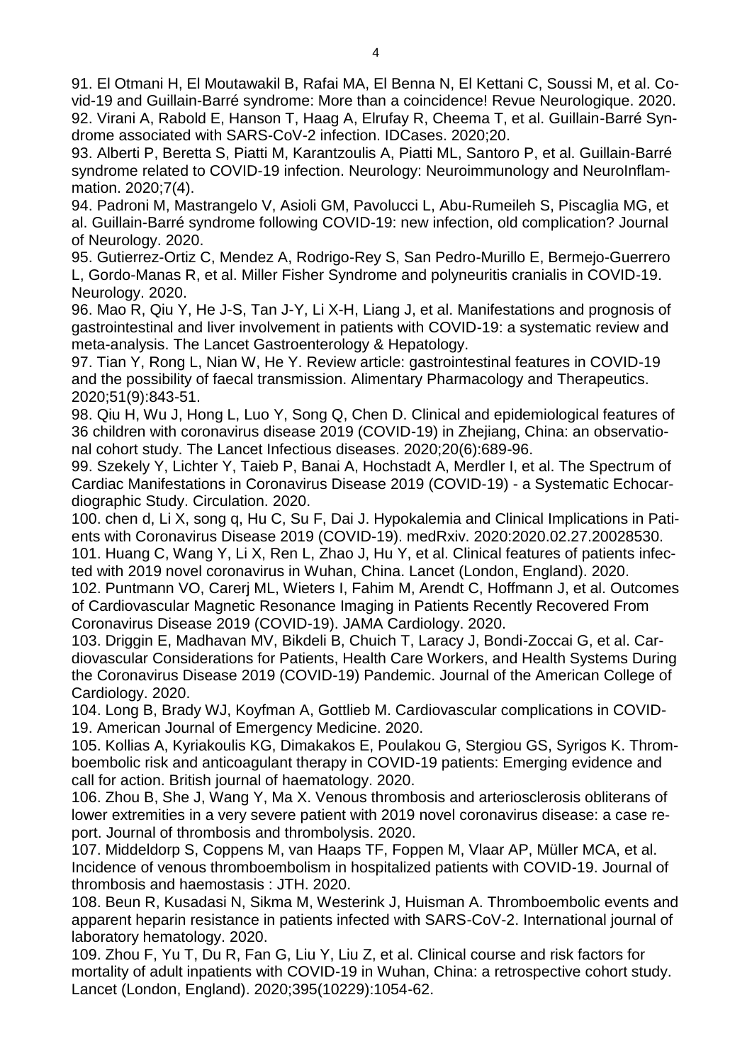91. El Otmani H, El Moutawakil B, Rafai MA, El Benna N, El Kettani C, Soussi M, et al. Covid-19 and Guillain-Barré syndrome: More than a coincidence! Revue Neurologique. 2020.
92. Virani A, Rabold E, Hanson T, Haag A, Elrufay R, Cheema T, et al. Guillain-Barré Syndrome associated with SARS-CoV-2 infection. IDCases. 2020;20.
93. Alberti P, Beretta S, Piatti M, Karantzoulis A, Piatti ML, Santoro P, et al. Guillain-Barré syndrome related to COVID-19 infection. Neurology: Neuroimmunology and NeuroInflammation. 2020;7(4).
94. Padroni M, Mastrangelo V, Asioli GM, Pavolucci L, Abu-Rumeileh S, Piscaglia MG, et al. Guillain-Barré syndrome following COVID-19: new infection, old complication? Journal of Neurology. 2020.
95. Gutierrez-Ortiz C, Mendez A, Rodrigo-Rey S, San Pedro-Murillo E, Bermejo-Guerrero L, Gordo-Manas R, et al. Miller Fisher Syndrome and polyneuritis cranialis in COVID-19. Neurology. 2020.
96. Mao R, Qiu Y, He J-S, Tan J-Y, Li X-H, Liang J, et al. Manifestations and prognosis of gastrointestinal and liver involvement in patients with COVID-19: a systematic review and meta-analysis. The Lancet Gastroenterology & Hepatology.
97. Tian Y, Rong L, Nian W, He Y. Review article: gastrointestinal features in COVID-19 and the possibility of faecal transmission. Alimentary Pharmacology and Therapeutics. 2020;51(9):843-51.
98. Qiu H, Wu J, Hong L, Luo Y, Song Q, Chen D. Clinical and epidemiological features of 36 children with coronavirus disease 2019 (COVID-19) in Zhejiang, China: an observational cohort study. The Lancet Infectious diseases. 2020;20(6):689-96.
99. Szekely Y, Lichter Y, Taieb P, Banai A, Hochstadt A, Merdler I, et al. The Spectrum of Cardiac Manifestations in Coronavirus Disease 2019 (COVID-19) - a Systematic Echocardiographic Study. Circulation. 2020.
100. chen d, Li X, song q, Hu C, Su F, Dai J. Hypokalemia and Clinical Implications in Patients with Coronavirus Disease 2019 (COVID-19). medRxiv. 2020:2020.02.27.20028530.
101. Huang C, Wang Y, Li X, Ren L, Zhao J, Hu Y, et al. Clinical features of patients infected with 2019 novel coronavirus in Wuhan, China. Lancet (London, England). 2020.
102. Puntmann VO, Carerj ML, Wieters I, Fahim M, Arendt C, Hoffmann J, et al. Outcomes of Cardiovascular Magnetic Resonance Imaging in Patients Recently Recovered From Coronavirus Disease 2019 (COVID-19). JAMA Cardiology. 2020.
103. Driggin E, Madhavan MV, Bikdeli B, Chuich T, Laracy J, Bondi-Zoccai G, et al. Cardiovascular Considerations for Patients, Health Care Workers, and Health Systems During the Coronavirus Disease 2019 (COVID-19) Pandemic. Journal of the American College of Cardiology. 2020.
104. Long B, Brady WJ, Koyfman A, Gottlieb M. Cardiovascular complications in COVID-19. American Journal of Emergency Medicine. 2020.
105. Kollias A, Kyriakoulis KG, Dimakakos E, Poulakou G, Stergiou GS, Syrigos K. Thromboembolic risk and anticoagulant therapy in COVID-19 patients: Emerging evidence and call for action. British journal of haematology. 2020.
106. Zhou B, She J, Wang Y, Ma X. Venous thrombosis and arteriosclerosis obliterans of lower extremities in a very severe patient with 2019 novel coronavirus disease: a case report. Journal of thrombosis and thrombolysis. 2020.
107. Middeldorp S, Coppens M, van Haaps TF, Foppen M, Vlaar AP, Müller MCA, et al. Incidence of venous thromboembolism in hospitalized patients with COVID-19. Journal of thrombosis and haemostasis : JTH. 2020.
108. Beun R, Kusadasi N, Sikma M, Westerink J, Huisman A. Thromboembolic events and apparent heparin resistance in patients infected with SARS-CoV-2. International journal of laboratory hematology. 2020.
109. Zhou F, Yu T, Du R, Fan G, Liu Y, Liu Z, et al. Clinical course and risk factors for mortality of adult inpatients with COVID-19 in Wuhan, China: a retrospective cohort study. Lancet (London, England). 2020;395(10229):1054-62.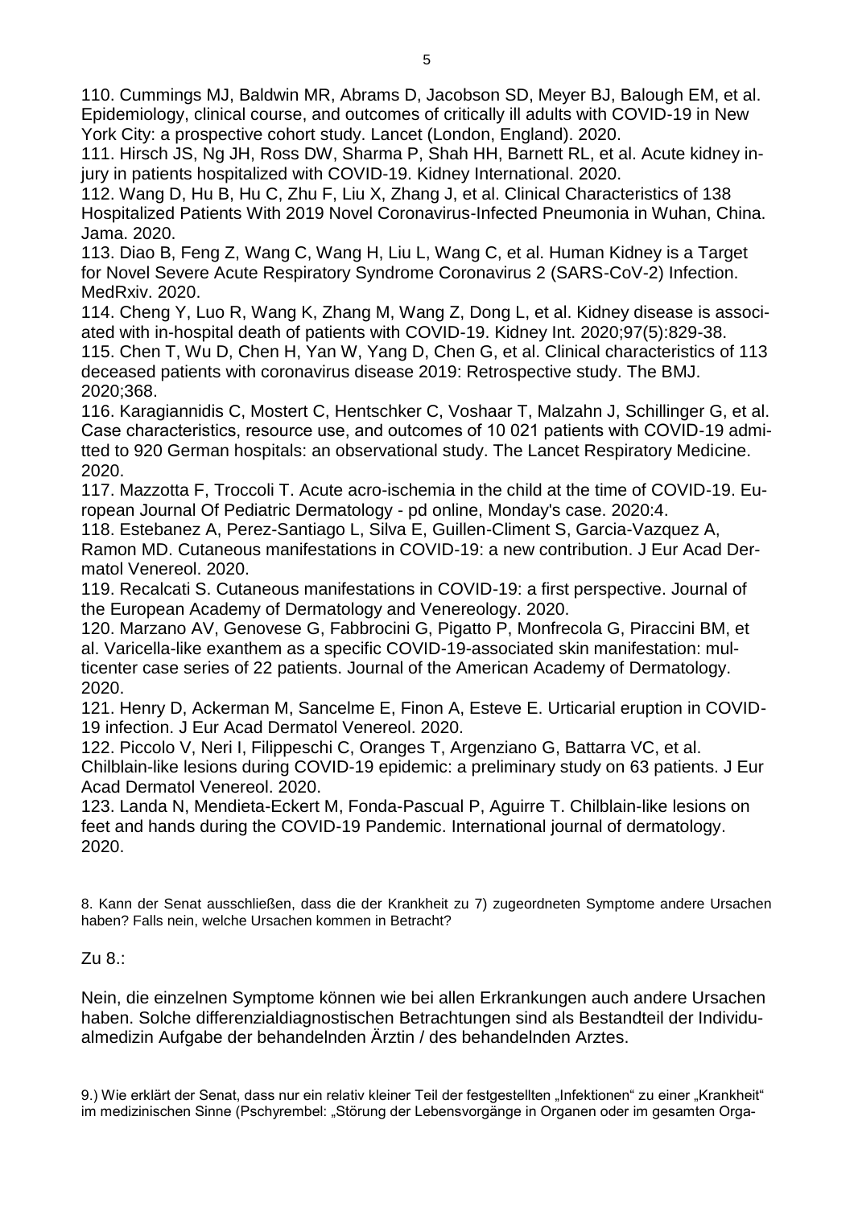110. Cummings MJ, Baldwin MR, Abrams D, Jacobson SD, Meyer BJ, Balough EM, et al. Epidemiology, clinical course, and outcomes of critically ill adults with COVID-19 in New York City: a prospective cohort study. Lancet (London, England). 2020.

111. Hirsch JS, Ng JH, Ross DW, Sharma P, Shah HH, Barnett RL, et al. Acute kidney injury in patients hospitalized with COVID-19. Kidney International. 2020.

112. Wang D, Hu B, Hu C, Zhu F, Liu X, Zhang J, et al. Clinical Characteristics of 138 Hospitalized Patients With 2019 Novel Coronavirus-Infected Pneumonia in Wuhan, China. Jama. 2020.

113. Diao B, Feng Z, Wang C, Wang H, Liu L, Wang C, et al. Human Kidney is a Target for Novel Severe Acute Respiratory Syndrome Coronavirus 2 (SARS-CoV-2) Infection. MedRxiv. 2020.

114. Cheng Y, Luo R, Wang K, Zhang M, Wang Z, Dong L, et al. Kidney disease is associated with in-hospital death of patients with COVID-19. Kidney Int. 2020;97(5):829-38.

115. Chen T, Wu D, Chen H, Yan W, Yang D, Chen G, et al. Clinical characteristics of 113 deceased patients with coronavirus disease 2019: Retrospective study. The BMJ. 2020;368.

116. Karagiannidis C, Mostert C, Hentschker C, Voshaar T, Malzahn J, Schillinger G, et al. Case characteristics, resource use, and outcomes of 10 021 patients with COVID-19 admitted to 920 German hospitals: an observational study. The Lancet Respiratory Medicine. 2020.

117. Mazzotta F, Troccoli T. Acute acro-ischemia in the child at the time of COVID-19. European Journal Of Pediatric Dermatology - pd online, Monday's case. 2020:4.

118. Estebanez A, Perez-Santiago L, Silva E, Guillen-Climent S, Garcia-Vazquez A, Ramon MD. Cutaneous manifestations in COVID-19: a new contribution. J Eur Acad Dermatol Venereol. 2020.

119. Recalcati S. Cutaneous manifestations in COVID-19: a first perspective. Journal of the European Academy of Dermatology and Venereology. 2020.

120. Marzano AV, Genovese G, Fabbrocini G, Pigatto P, Monfrecola G, Piraccini BM, et al. Varicella-like exanthem as a specific COVID-19-associated skin manifestation: multicenter case series of 22 patients. Journal of the American Academy of Dermatology. 2020.

121. Henry D, Ackerman M, Sancelme E, Finon A, Esteve E. Urticarial eruption in COVID-19 infection. J Eur Acad Dermatol Venereol. 2020.

122. Piccolo V, Neri I, Filippeschi C, Oranges T, Argenziano G, Battarra VC, et al. Chilblain-like lesions during COVID-19 epidemic: a preliminary study on 63 patients. J Eur Acad Dermatol Venereol. 2020.

123. Landa N, Mendieta-Eckert M, Fonda-Pascual P, Aguirre T. Chilblain-like lesions on feet and hands during the COVID-19 Pandemic. International journal of dermatology. 2020.

8. Kann der Senat ausschließen, dass die der Krankheit zu 7) zugeordneten Symptome andere Ursachen haben? Falls nein, welche Ursachen kommen in Betracht?

Zu 8.:

Nein, die einzelnen Symptome können wie bei allen Erkrankungen auch andere Ursachen haben. Solche differenzialdiagnostischen Betrachtungen sind als Bestandteil der Individualmedizin Aufgabe der behandelnden Ärztin / des behandelnden Arztes.

9.) Wie erklärt der Senat, dass nur ein relativ kleiner Teil der festgestellten „Infektionen" zu einer „Krankheit" im medizinischen Sinne (Pschyrembel: „Störung der Lebensvorgänge in Organen oder im gesamten Orga-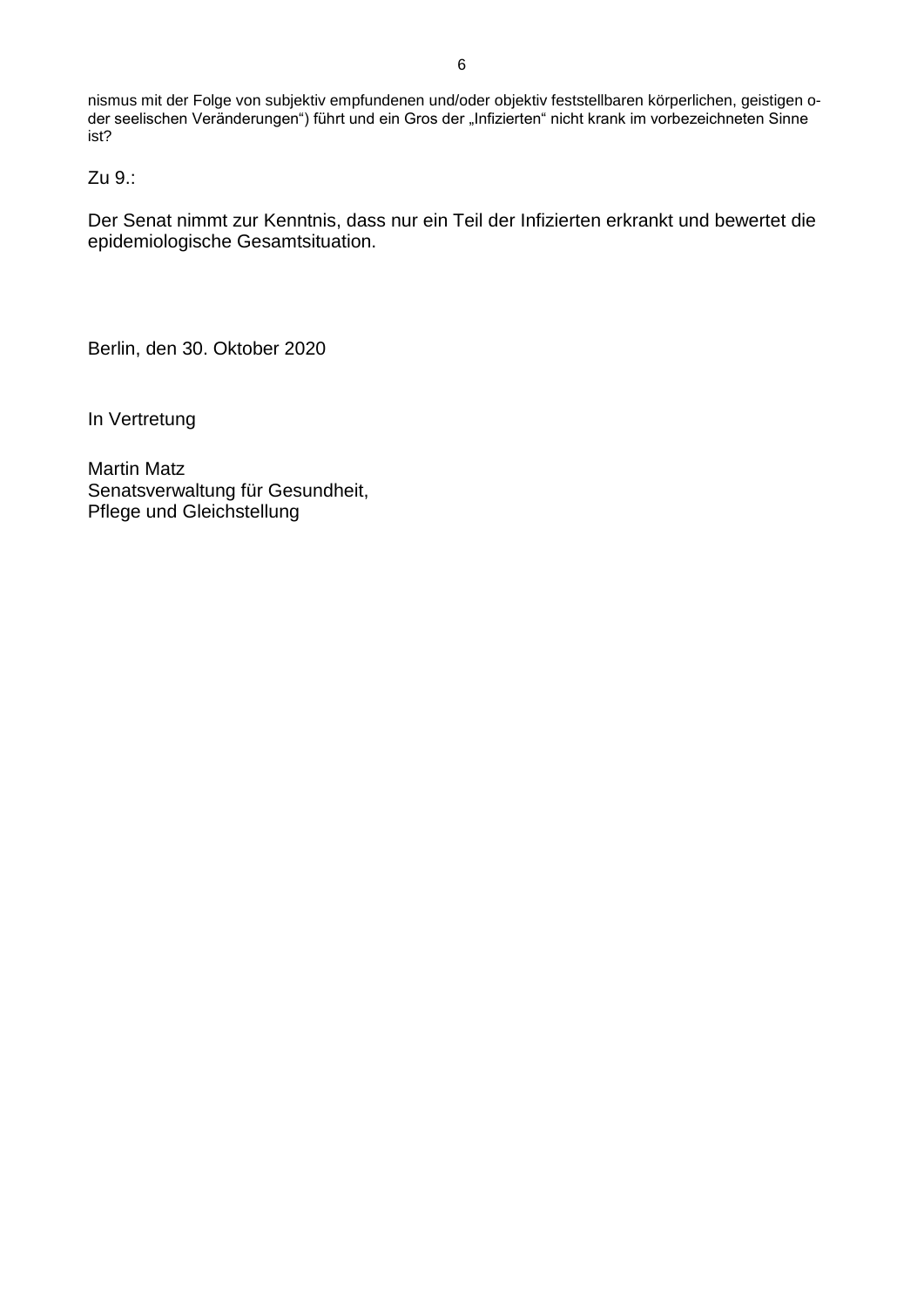nismus mit der Folge von subjektiv empfundenen und/oder objektiv feststellbaren körperlichen, geistigen oder seelischen Veränderungen“) führt und ein Gros der „Infizierten“ nicht krank im vorbezeichneten Sinne ist?

Zu 9.:

Der Senat nimmt zur Kenntnis, dass nur ein Teil der Infizierten erkrankt und bewertet die epidemiologische Gesamtsituation.

Berlin, den 30. Oktober 2020

In Vertretung

Martin Matz
Senatsverwaltung für Gesundheit,
Pflege und Gleichstellung